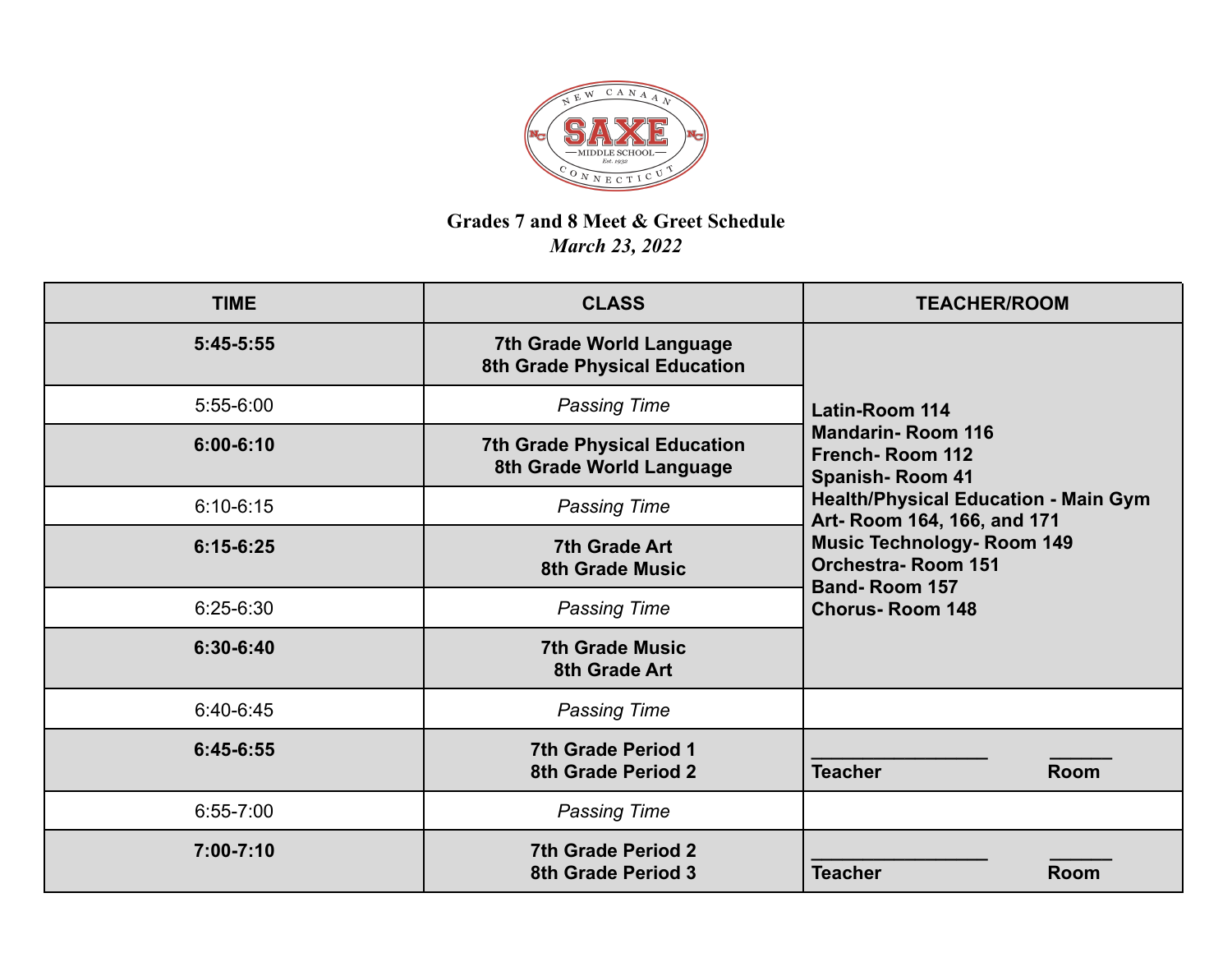**Grades 7 and 8 Meet & Greet Schedule**
***March 23, 2022***

| TIME | CLASS | TEACHER/ROOM |
|---|---|---|
| **5:45-5:55** | **7th Grade World Language**<br>**8th Grade Physical Education** | **Latin-Room 114**<br>**Mandarin- Room 116**<br>**French- Room 112**<br>**Spanish- Room 41**<br>**Health/Physical Education - Main Gym**<br>**Art- Room 164, 166, and 171**<br>**Music Technology- Room 149**<br>**Orchestra- Room 151**<br>**Band- Room 157**<br>**Chorus- Room 148** |
| 5:55-6:00 | *Passing Time* | |
| **6:00-6:10** | **7th Grade Physical Education**<br>**8th Grade World Language** | |
| 6:10-6:15 | *Passing Time* | |
| **6:15-6:25** | **7th Grade Art**<br>**8th Grade Music** | |
| 6:25-6:30 | *Passing Time* | |
| **6:30-6:40** | **7th Grade Music**<br>**8th Grade Art** | |
| 6:40-6:45 | *Passing Time* | |
| **6:45-6:55** | **7th Grade Period 1**<br>**8th Grade Period 2** | **________________ ______**<br>**Teacher Room** |
| 6:55-7:00 | *Passing Time* | |
| **7:00-7:10** | **7th Grade Period 2**<br>**8th Grade Period 3** | **________________ ______**<br>**Teacher Room** |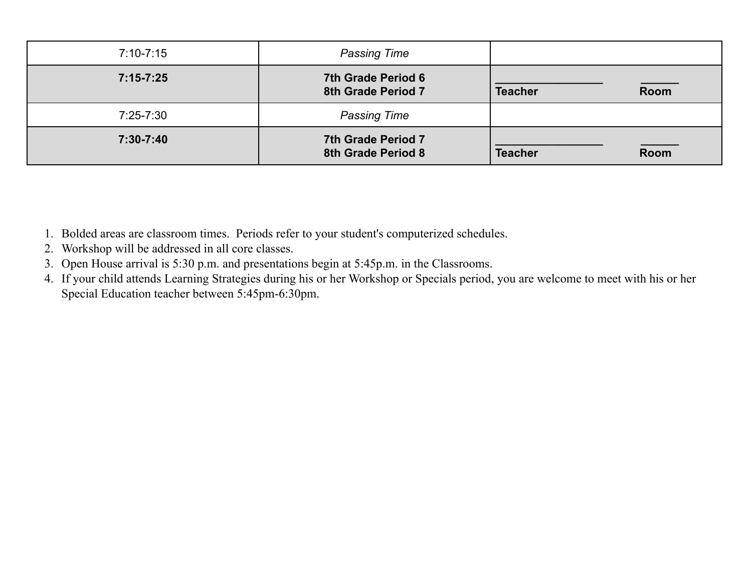| | | |
|---|---|---|
| 7:10-7:15 | *Passing Time* | |
| **7:15-7:25** | **7th Grade Period 6**<br>**8th Grade Period 7** | **________________ ______**<br>**Teacher Room** |
| 7:25-7:30 | *Passing Time* | |
| **7:30-7:40** | **7th Grade Period 7**<br>**8th Grade Period 8** | **________________ ______**<br>**Teacher Room** |

1. Bolded areas are classroom times. Periods refer to your student's computerized schedules.
2. Workshop will be addressed in all core classes.
3. Open House arrival is 5:30 p.m. and presentations begin at 5:45p.m. in the Classrooms.
4. If your child attends Learning Strategies during his or her Workshop or Specials period, you are welcome to meet with his or her Special Education teacher between 5:45pm-6:30pm.